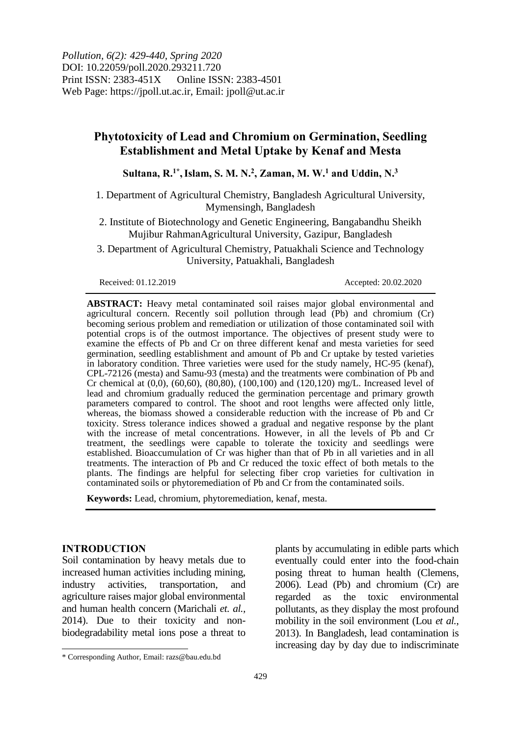*Pollution, 6(2): 429-440, Spring 2020*
DOI: 10.22059/poll.2020.293211.720
Print ISSN: 2383-451X Online ISSN: 2383-4501
Web Page: https://jpoll.ut.ac.ir, Email: jpoll@ut.ac.ir

# Phytotoxicity of Lead and Chromium on Germination, Seedling Establishment and Metal Uptake by Kenaf and Mesta

**Sultana, R.[1*], Islam, S. M. N.[2], Zaman, M. W.[1] and Uddin, N.[3]**

1. Department of Agricultural Chemistry, Bangladesh Agricultural University, Mymensingh, Bangladesh
2. Institute of Biotechnology and Genetic Engineering, Bangabandhu Sheikh Mujibur RahmanAgricultural University, Gazipur, Bangladesh
3. Department of Agricultural Chemistry, Patuakhali Science and Technology University, Patuakhali, Bangladesh

Received: 01.12.2019 Accepted: 20.02.2020

**ABSTRACT:** Heavy metal contaminated soil raises major global environmental and agricultural concern. Recently soil pollution through lead (Pb) and chromium (Cr) becoming serious problem and remediation or utilization of those contaminated soil with potential crops is of the outmost importance. The objectives of present study were to examine the effects of Pb and Cr on three different kenaf and mesta varieties for seed germination, seedling establishment and amount of Pb and Cr uptake by tested varieties in laboratory condition. Three varieties were used for the study namely, HC-95 (kenaf), CPL-72126 (mesta) and Samu-93 (mesta) and the treatments were combination of Pb and Cr chemical at (0,0), (60,60), (80,80), (100,100) and (120,120) mg/L. Increased level of lead and chromium gradually reduced the germination percentage and primary growth parameters compared to control. The shoot and root lengths were affected only little, whereas, the biomass showed a considerable reduction with the increase of Pb and Cr toxicity. Stress tolerance indices showed a gradual and negative response by the plant with the increase of metal concentrations. However, in all the levels of Pb and Cr treatment, the seedlings were capable to tolerate the toxicity and seedlings were established. Bioaccumulation of Cr was higher than that of Pb in all varieties and in all treatments. The interaction of Pb and Cr reduced the toxic effect of both metals to the plants. The findings are helpful for selecting fiber crop varieties for cultivation in contaminated soils or phytoremediation of Pb and Cr from the contaminated soils.

**Keywords:** Lead, chromium, phytoremediation, kenaf, mesta.

## INTRODUCTION

Soil contamination by heavy metals due to increased human activities including mining, industry activities, transportation, and agriculture raises major global environmental and human health concern (Marichali *et. al.,* 2014). Due to their toxicity and non-biodegradability metal ions pose a threat to plants by accumulating in edible parts which eventually could enter into the food-chain posing threat to human health (Clemens, 2006). Lead (Pb) and chromium (Cr) are regarded as the toxic environmental pollutants, as they display the most profound mobility in the soil environment (Lou *et al.,* 2013). In Bangladesh, lead contamination is increasing day by day due to indiscriminate

---

\* Corresponding Author, Email: razs@bau.edu.bd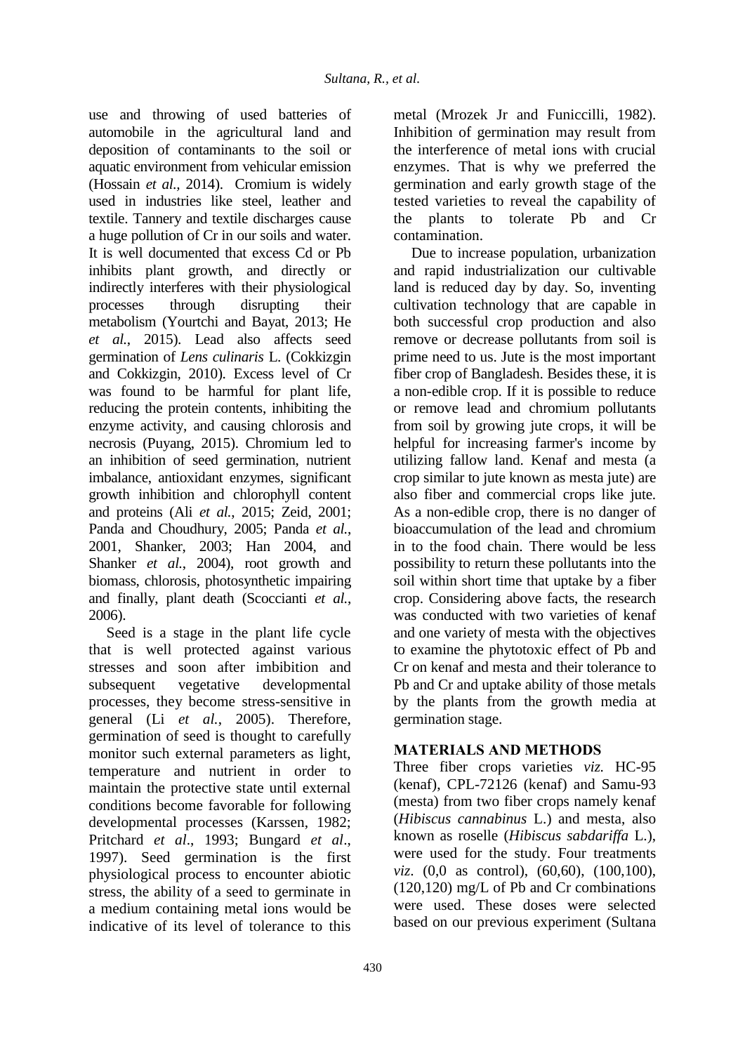use and throwing of used batteries of automobile in the agricultural land and deposition of contaminants to the soil or aquatic environment from vehicular emission (Hossain *et al.*, 2014). Cromium is widely used in industries like steel, leather and textile. Tannery and textile discharges cause a huge pollution of Cr in our soils and water. It is well documented that excess Cd or Pb inhibits plant growth, and directly or indirectly interferes with their physiological processes through disrupting their metabolism (Yourtchi and Bayat, 2013; He *et al.*, 2015). Lead also affects seed germination of *Lens culinaris* L. (Cokkizgin and Cokkizgin, 2010). Excess level of Cr was found to be harmful for plant life, reducing the protein contents, inhibiting the enzyme activity, and causing chlorosis and necrosis (Puyang, 2015). Chromium led to an inhibition of seed germination, nutrient imbalance, antioxidant enzymes, significant growth inhibition and chlorophyll content and proteins (Ali *et al.*, 2015; Zeid, 2001; Panda and Choudhury, 2005; Panda *et al.*, 2001, Shanker, 2003; Han 2004, and Shanker *et al.*, 2004), root growth and biomass, chlorosis, photosynthetic impairing and finally, plant death (Scoccianti *et al.*, 2006).

Seed is a stage in the plant life cycle that is well protected against various stresses and soon after imbibition and subsequent vegetative developmental processes, they become stress-sensitive in general (Li *et al.*, 2005). Therefore, germination of seed is thought to carefully monitor such external parameters as light, temperature and nutrient in order to maintain the protective state until external conditions become favorable for following developmental processes (Karssen, 1982; Pritchard *et al*., 1993; Bungard *et al*., 1997). Seed germination is the first physiological process to encounter abiotic stress, the ability of a seed to germinate in a medium containing metal ions would be indicative of its level of tolerance to this metal (Mrozek Jr and Funiccilli, 1982). Inhibition of germination may result from the interference of metal ions with crucial enzymes. That is why we preferred the germination and early growth stage of the tested varieties to reveal the capability of the plants to tolerate Pb and Cr contamination.

Due to increase population, urbanization and rapid industrialization our cultivable land is reduced day by day. So, inventing cultivation technology that are capable in both successful crop production and also remove or decrease pollutants from soil is prime need to us. Jute is the most important fiber crop of Bangladesh. Besides these, it is a non-edible crop. If it is possible to reduce or remove lead and chromium pollutants from soil by growing jute crops, it will be helpful for increasing farmer's income by utilizing fallow land. Kenaf and mesta (a crop similar to jute known as mesta jute) are also fiber and commercial crops like jute. As a non-edible crop, there is no danger of bioaccumulation of the lead and chromium in to the food chain. There would be less possibility to return these pollutants into the soil within short time that uptake by a fiber crop. Considering above facts, the research was conducted with two varieties of kenaf and one variety of mesta with the objectives to examine the phytotoxic effect of Pb and Cr on kenaf and mesta and their tolerance to Pb and Cr and uptake ability of those metals by the plants from the growth media at germination stage.

## MATERIALS AND METHODS

Three fiber crops varieties *viz.* HC-95 (kenaf), CPL-72126 (kenaf) and Samu-93 (mesta) from two fiber crops namely kenaf (*Hibiscus cannabinus* L.) and mesta, also known as roselle (*Hibiscus sabdariffa* L.), were used for the study. Four treatments *viz*. (0,0 as control), (60,60), (100,100), (120,120) mg/L of Pb and Cr combinations were used. These doses were selected based on our previous experiment (Sultana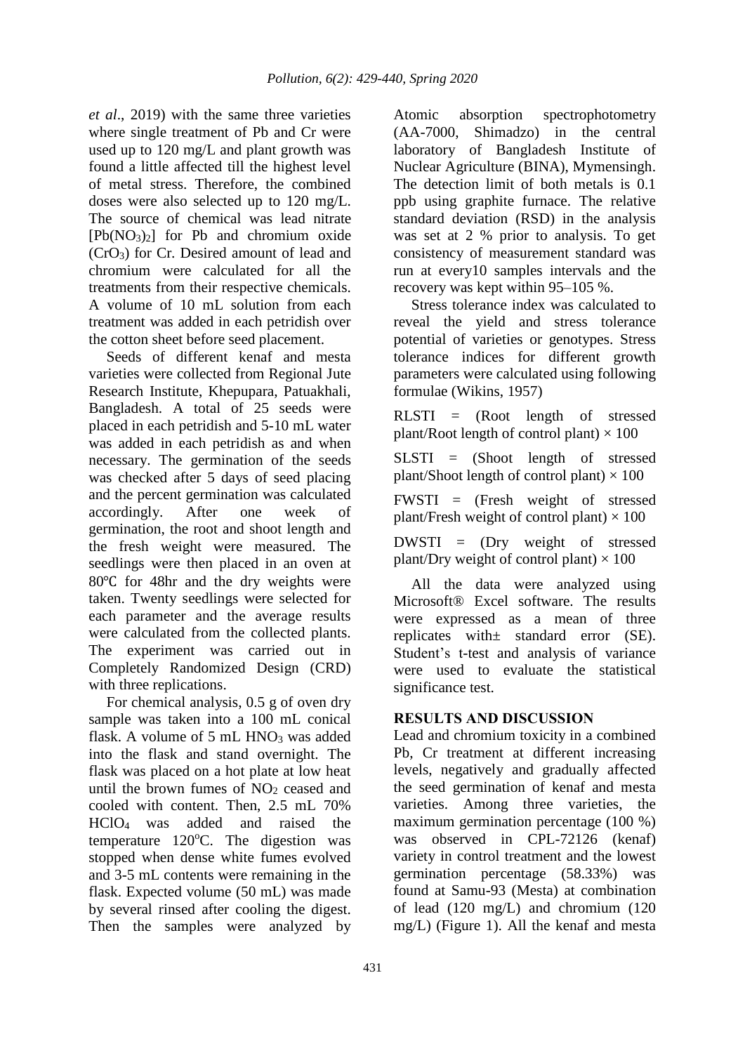*et al*., 2019) with the same three varieties where single treatment of Pb and Cr were used up to 120 mg/L and plant growth was found a little affected till the highest level of metal stress. Therefore, the combined doses were also selected up to 120 mg/L. The source of chemical was lead nitrate [$Pb(NO_3)_2$] for Pb and chromium oxide ($CrO_3$) for Cr. Desired amount of lead and chromium were calculated for all the treatments from their respective chemicals. A volume of 10 mL solution from each treatment was added in each petridish over the cotton sheet before seed placement.

Seeds of different kenaf and mesta varieties were collected from Regional Jute Research Institute, Khepupara, Patuakhali, Bangladesh. A total of 25 seeds were placed in each petridish and 5-10 mL water was added in each petridish as and when necessary. The germination of the seeds was checked after 5 days of seed placing and the percent germination was calculated accordingly. After one week of germination, the root and shoot length and the fresh weight were measured. The seedlings were then placed in an oven at 80℃ for 48hr and the dry weights were taken. Twenty seedlings were selected for each parameter and the average results were calculated from the collected plants. The experiment was carried out in Completely Randomized Design (CRD) with three replications.

For chemical analysis, 0.5 g of oven dry sample was taken into a 100 mL conical flask. A volume of 5 mL $HNO_3$ was added into the flask and stand overnight. The flask was placed on a hot plate at low heat until the brown fumes of $NO_2$ ceased and cooled with content. Then, 2.5 mL 70% $HClO_4$ was added and raised the temperature 120$^o$C. The digestion was stopped when dense white fumes evolved and 3-5 mL contents were remaining in the flask. Expected volume (50 mL) was made by several rinsed after cooling the digest. Then the samples were analyzed by Atomic absorption spectrophotometry (AA-7000, Shimadzo) in the central laboratory of Bangladesh Institute of Nuclear Agriculture (BINA), Mymensingh. The detection limit of both metals is 0.1 ppb using graphite furnace. The relative standard deviation (RSD) in the analysis was set at 2 % prior to analysis. To get consistency of measurement standard was run at every10 samples intervals and the recovery was kept within 95–105 %.

Stress tolerance index was calculated to reveal the yield and stress tolerance potential of varieties or genotypes. Stress tolerance indices for different growth parameters were calculated using following formulae (Wikins, 1957)

RLSTI = (Root length of stressed plant/Root length of control plant) × 100

SLSTI = (Shoot length of stressed plant/Shoot length of control plant) × 100

FWSTI = (Fresh weight of stressed plant/Fresh weight of control plant) × 100

DWSTI = (Dry weight of stressed plant/Dry weight of control plant) × 100

All the data were analyzed using Microsoft® Excel software. The results were expressed as a mean of three replicates with± standard error (SE). Student's t-test and analysis of variance were used to evaluate the statistical significance test.

## RESULTS AND DISCUSSION

Lead and chromium toxicity in a combined Pb, Cr treatment at different increasing levels, negatively and gradually affected the seed germination of kenaf and mesta varieties. Among three varieties, the maximum germination percentage (100 %) was observed in CPL-72126 (kenaf) variety in control treatment and the lowest germination percentage (58.33%) was found at Samu-93 (Mesta) at combination of lead (120 mg/L) and chromium (120 mg/L) (Figure 1). All the kenaf and mesta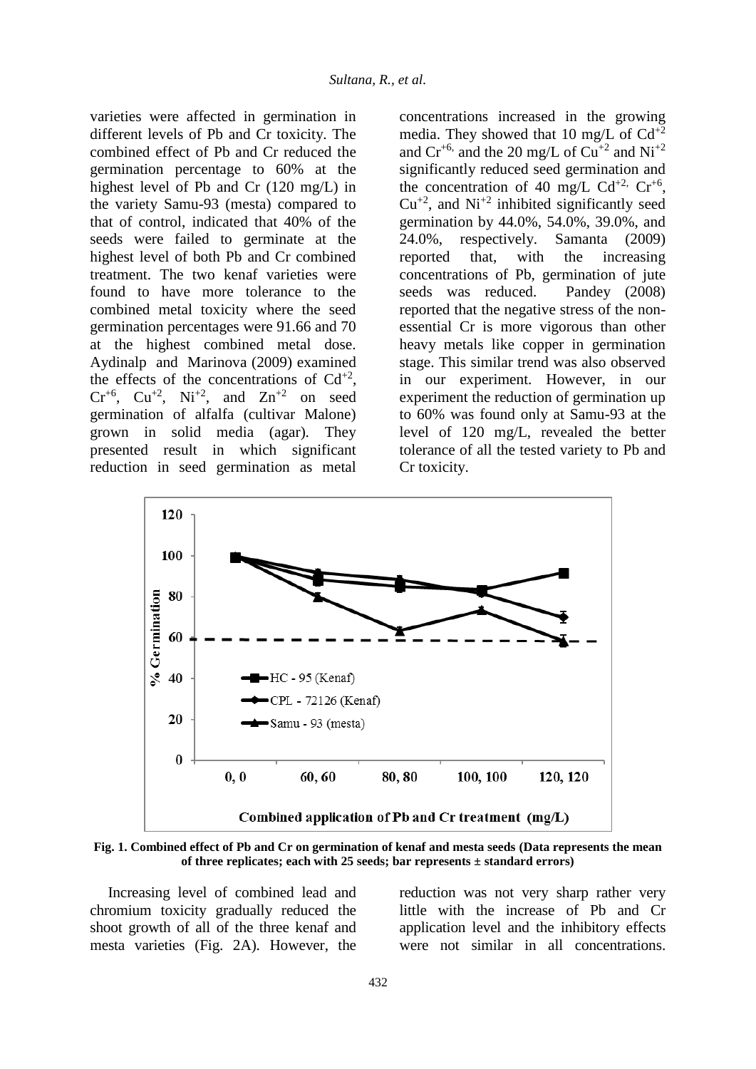varieties were affected in germination in different levels of Pb and Cr toxicity. The combined effect of Pb and Cr reduced the germination percentage to 60% at the highest level of Pb and Cr (120 mg/L) in the variety Samu-93 (mesta) compared to that of control, indicated that 40% of the seeds were failed to germinate at the highest level of both Pb and Cr combined treatment. The two kenaf varieties were found to have more tolerance to the combined metal toxicity where the seed germination percentages were 91.66 and 70 at the highest combined metal dose. Aydinalp and Marinova (2009) examined the effects of the concentrations of $Cd^{+2}$, $Cr^{+6}$, $Cu^{+2}$, $Ni^{+2}$, and $Zn^{+2}$ on seed germination of alfalfa (cultivar Malone) grown in solid media (agar). They presented result in which significant reduction in seed germination as metal concentrations increased in the growing media. They showed that 10 mg/L of $Cd^{+2}$ and $Cr^{+6,}$ and the 20 mg/L of $Cu^{+2}$ and $Ni^{+2}$ significantly reduced seed germination and the concentration of 40 mg/L $Cd^{+2,}$ $Cr^{+6}$, $Cu^{+2}$, and $Ni^{+2}$ inhibited significantly seed germination by 44.0%, 54.0%, 39.0%, and 24.0%, respectively. Samanta (2009) reported that, with the increasing concentrations of Pb, germination of jute seeds was reduced. Pandey (2008) reported that the negative stress of the non-essential Cr is more vigorous than other heavy metals like copper in germination stage. This similar trend was also observed in our experiment. However, in our experiment the reduction of germination up to 60% was found only at Samu-93 at the level of 120 mg/L, revealed the better tolerance of all the tested variety to Pb and Cr toxicity.

**Fig. 1. Combined effect of Pb and Cr on germination of kenaf and mesta seeds (Data represents the mean of three replicates; each with 25 seeds; bar represents ± standard errors)**

Increasing level of combined lead and chromium toxicity gradually reduced the shoot growth of all of the three kenaf and mesta varieties (Fig. 2A). However, the reduction was not very sharp rather very little with the increase of Pb and Cr application level and the inhibitory effects were not similar in all concentrations.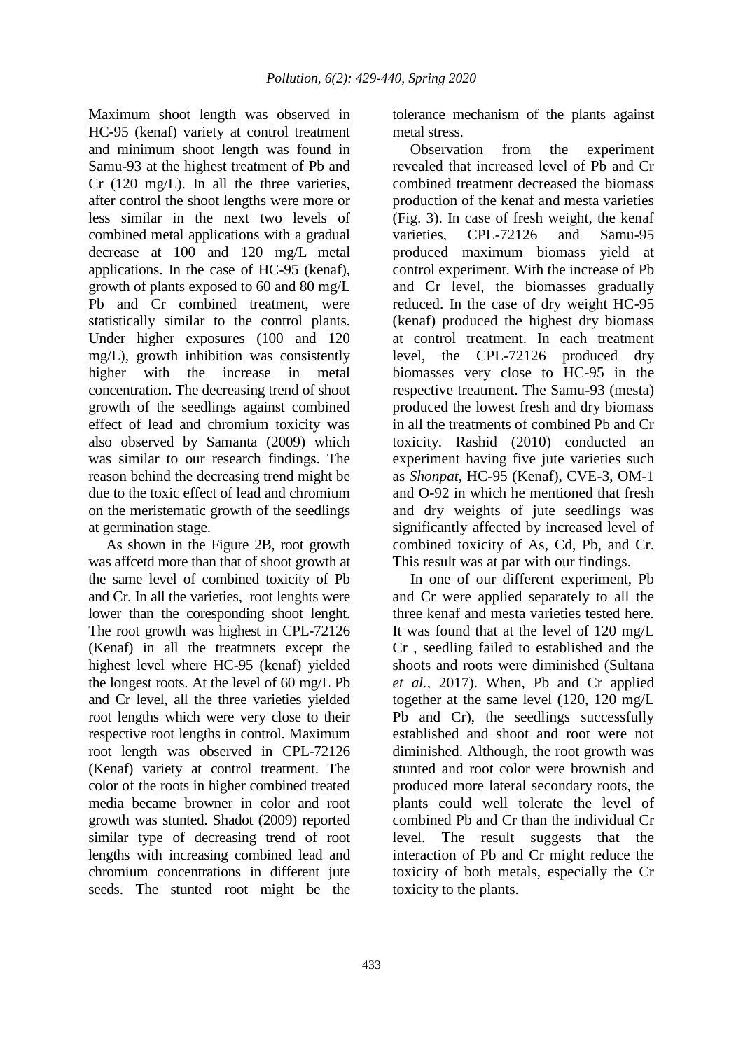Maximum shoot length was observed in HC-95 (kenaf) variety at control treatment and minimum shoot length was found in Samu-93 at the highest treatment of Pb and Cr (120 mg/L). In all the three varieties, after control the shoot lengths were more or less similar in the next two levels of combined metal applications with a gradual decrease at 100 and 120 mg/L metal applications. In the case of HC-95 (kenaf), growth of plants exposed to 60 and 80 mg/L Pb and Cr combined treatment, were statistically similar to the control plants. Under higher exposures (100 and 120 mg/L), growth inhibition was consistently higher with the increase in metal concentration. The decreasing trend of shoot growth of the seedlings against combined effect of lead and chromium toxicity was also observed by Samanta (2009) which was similar to our research findings. The reason behind the decreasing trend might be due to the toxic effect of lead and chromium on the meristematic growth of the seedlings at germination stage.

As shown in the Figure 2B, root growth was affcetd more than that of shoot growth at the same level of combined toxicity of Pb and Cr. In all the varieties, root lenghts were lower than the coresponding shoot lenght. The root growth was highest in CPL-72126 (Kenaf) in all the treatmnets except the highest level where HC-95 (kenaf) yielded the longest roots. At the level of 60 mg/L Pb and Cr level, all the three varieties yielded root lengths which were very close to their respective root lengths in control. Maximum root length was observed in CPL-72126 (Kenaf) variety at control treatment. The color of the roots in higher combined treated media became browner in color and root growth was stunted. Shadot (2009) reported similar type of decreasing trend of root lengths with increasing combined lead and chromium concentrations in different jute seeds. The stunted root might be the tolerance mechanism of the plants against metal stress.

Observation from the experiment revealed that increased level of Pb and Cr combined treatment decreased the biomass production of the kenaf and mesta varieties (Fig. 3). In case of fresh weight, the kenaf varieties, CPL-72126 and Samu-95 produced maximum biomass yield at control experiment. With the increase of Pb and Cr level, the biomasses gradually reduced. In the case of dry weight HC-95 (kenaf) produced the highest dry biomass at control treatment. In each treatment level, the CPL-72126 produced dry biomasses very close to HC-95 in the respective treatment. The Samu-93 (mesta) produced the lowest fresh and dry biomass in all the treatments of combined Pb and Cr toxicity. Rashid (2010) conducted an experiment having five jute varieties such as *Shonpat*, HC-95 (Kenaf), CVE-3, OM-1 and O-92 in which he mentioned that fresh and dry weights of jute seedlings was significantly affected by increased level of combined toxicity of As, Cd, Pb, and Cr. This result was at par with our findings.

In one of our different experiment, Pb and Cr were applied separately to all the three kenaf and mesta varieties tested here. It was found that at the level of 120 mg/L Cr , seedling failed to established and the shoots and roots were diminished (Sultana *et al.*, 2017). When, Pb and Cr applied together at the same level (120, 120 mg/L Pb and Cr), the seedlings successfully established and shoot and root were not diminished. Although, the root growth was stunted and root color were brownish and produced more lateral secondary roots, the plants could well tolerate the level of combined Pb and Cr than the individual Cr level. The result suggests that the interaction of Pb and Cr might reduce the toxicity of both metals, especially the Cr toxicity to the plants.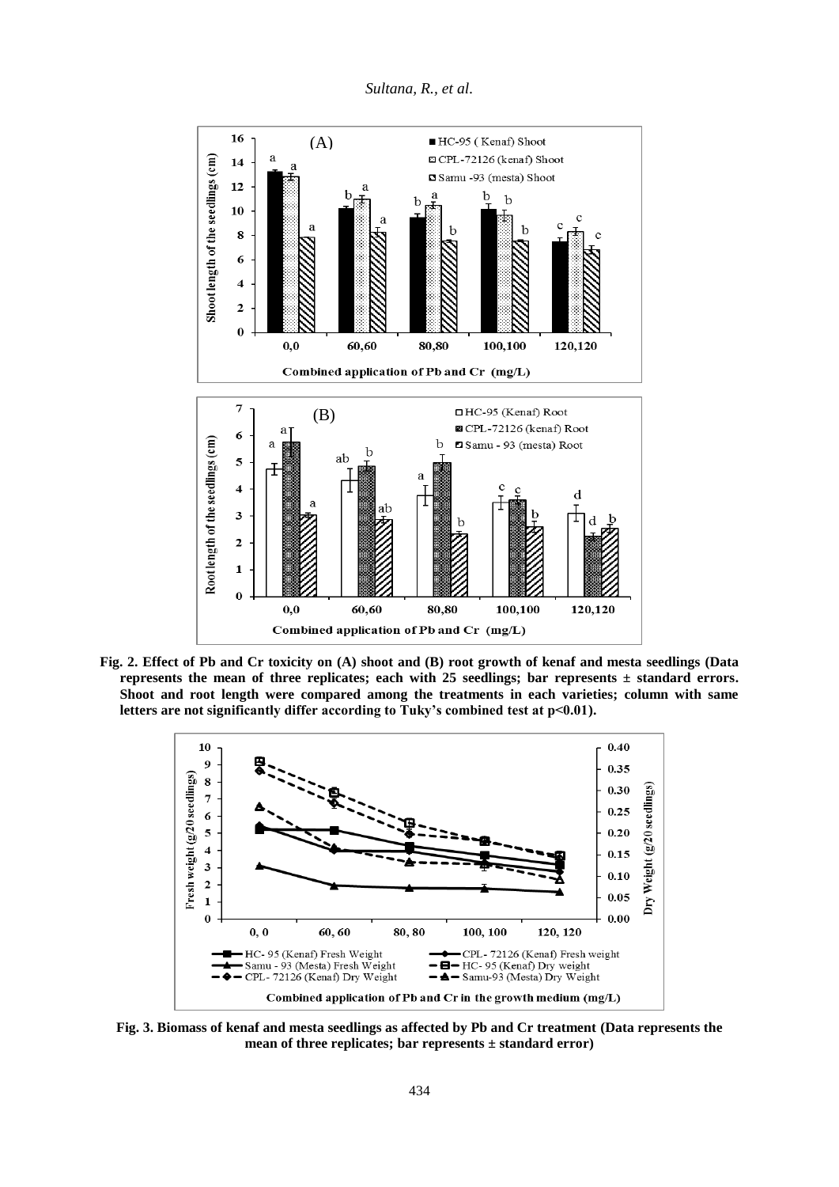Fig. 2. Effect of Pb and Cr toxicity on (A) shoot and (B) root growth of kenaf and mesta seedlings (Data represents the mean of three replicates; each with 25 seedlings; bar represents ± standard errors. Shoot and root length were compared among the treatments in each varieties; column with same letters are not significantly differ according to Tuky's combined test at p<0.01).

Fig. 3. Biomass of kenaf and mesta seedlings as affected by Pb and Cr treatment (Data represents the mean of three replicates; bar represents ± standard error)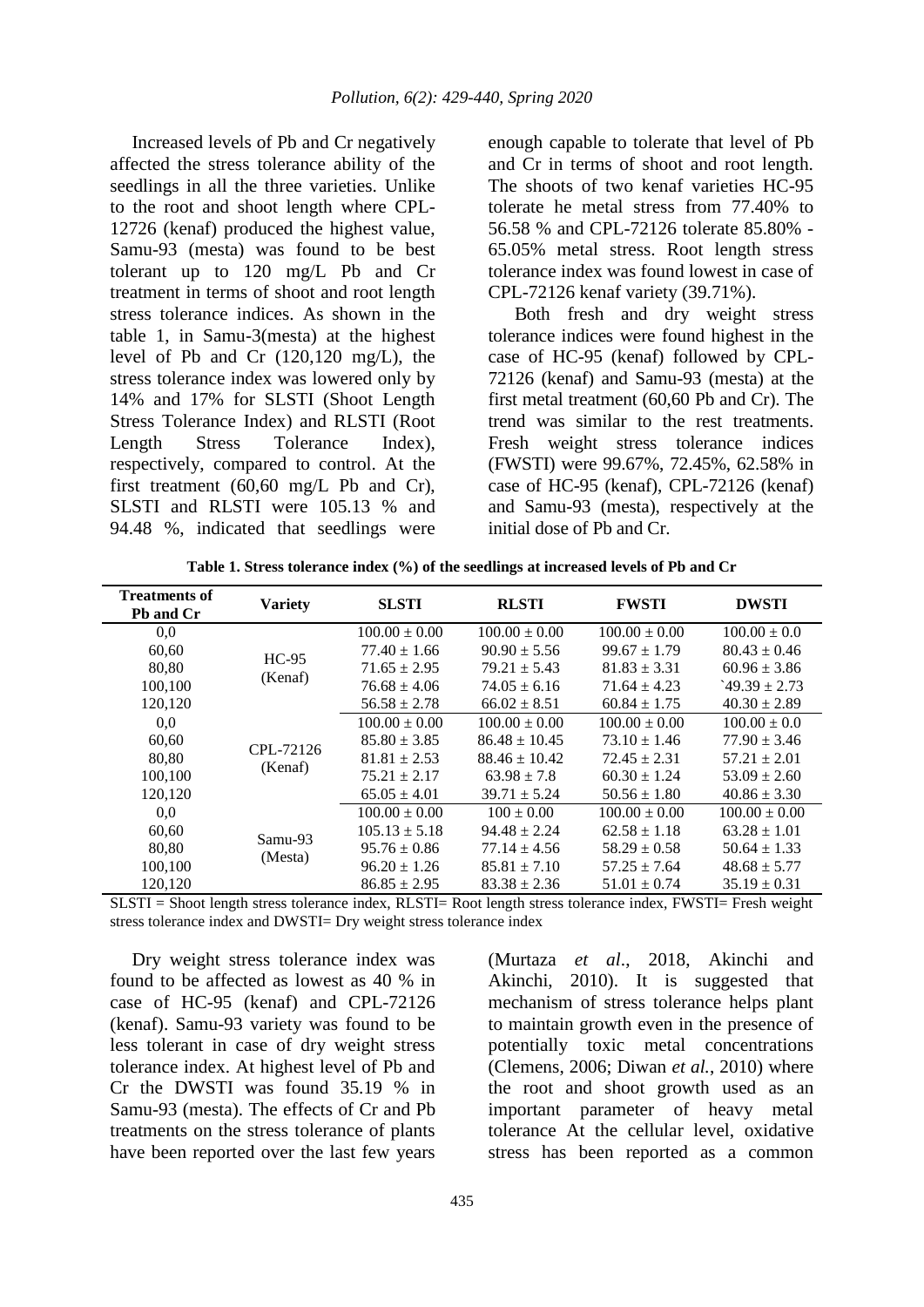Increased levels of Pb and Cr negatively affected the stress tolerance ability of the seedlings in all the three varieties. Unlike to the root and shoot length where CPL-12726 (kenaf) produced the highest value, Samu-93 (mesta) was found to be best tolerant up to 120 mg/L Pb and Cr treatment in terms of shoot and root length stress tolerance indices. As shown in the table 1, in Samu-3(mesta) at the highest level of Pb and Cr (120,120 mg/L), the stress tolerance index was lowered only by 14% and 17% for SLSTI (Shoot Length Stress Tolerance Index) and RLSTI (Root Length Stress Tolerance Index), respectively, compared to control. At the first treatment (60,60 mg/L Pb and Cr), SLSTI and RLSTI were 105.13 % and 94.48 %, indicated that seedlings were enough capable to tolerate that level of Pb and Cr in terms of shoot and root length. The shoots of two kenaf varieties HC-95 tolerate he metal stress from 77.40% to 56.58 % and CPL-72126 tolerate 85.80% - 65.05% metal stress. Root length stress tolerance index was found lowest in case of CPL-72126 kenaf variety (39.71%).

Both fresh and dry weight stress tolerance indices were found highest in the case of HC-95 (kenaf) followed by CPL-72126 (kenaf) and Samu-93 (mesta) at the first metal treatment (60,60 Pb and Cr). The trend was similar to the rest treatments. Fresh weight stress tolerance indices (FWSTI) were 99.67%, 72.45%, 62.58% in case of HC-95 (kenaf), CPL-72126 (kenaf) and Samu-93 (mesta), respectively at the initial dose of Pb and Cr.

**Table 1. Stress tolerance index (%) of the seedlings at increased levels of Pb and Cr**

| Treatments of Pb and Cr | Variety | SLSTI | RLSTI | FWSTI | DWSTI |
|---|---|---|---|---|---|
| 0,0 | HC-95 (Kenaf) | 100.00 ± 0.00 | 100.00 ± 0.00 | 100.00 ± 0.00 | 100.00 ± 0.0 |
| 60,60 | | 77.40 ± 1.66 | 90.90 ± 5.56 | 99.67 ± 1.79 | 80.43 ± 0.46 |
| 80,80 | | 71.65 ± 2.95 | 79.21 ± 5.43 | 81.83 ± 3.31 | 60.96 ± 3.86 |
| 100,100 | | 76.68 ± 4.06 | 74.05 ± 6.16 | 71.64 ± 4.23 | `49.39 ± 2.73 |
| 120,120 | | 56.58 ± 2.78 | 66.02 ± 8.51 | 60.84 ± 1.75 | 40.30 ± 2.89 |
| 0,0 | CPL-72126 (Kenaf) | 100.00 ± 0.00 | 100.00 ± 0.00 | 100.00 ± 0.00 | 100.00 ± 0.0 |
| 60,60 | | 85.80 ± 3.85 | 86.48 ± 10.45 | 73.10 ± 1.46 | 77.90 ± 3.46 |
| 80,80 | | 81.81 ± 2.53 | 88.46 ± 10.42 | 72.45 ± 2.31 | 57.21 ± 2.01 |
| 100,100 | | 75.21 ± 2.17 | 63.98 ± 7.8 | 60.30 ± 1.24 | 53.09 ± 2.60 |
| 120,120 | | 65.05 ± 4.01 | 39.71 ± 5.24 | 50.56 ± 1.80 | 40.86 ± 3.30 |
| 0,0 | Samu-93 (Mesta) | 100.00 ± 0.00 | 100 ± 0.00 | 100.00 ± 0.00 | 100.00 ± 0.00 |
| 60,60 | | 105.13 ± 5.18 | 94.48 ± 2.24 | 62.58 ± 1.18 | 63.28 ± 1.01 |
| 80,80 | | 95.76 ± 0.86 | 77.14 ± 4.56 | 58.29 ± 0.58 | 50.64 ± 1.33 |
| 100,100 | | 96.20 ± 1.26 | 85.81 ± 7.10 | 57.25 ± 7.64 | 48.68 ± 5.77 |
| 120,120 | | 86.85 ± 2.95 | 83.38 ± 2.36 | 51.01 ± 0.74 | 35.19 ± 0.31 |

SLSTI = Shoot length stress tolerance index, RLSTI= Root length stress tolerance index, FWSTI= Fresh weight stress tolerance index and DWSTI= Dry weight stress tolerance index

Dry weight stress tolerance index was found to be affected as lowest as 40 % in case of HC-95 (kenaf) and CPL-72126 (kenaf). Samu-93 variety was found to be less tolerant in case of dry weight stress tolerance index. At highest level of Pb and Cr the DWSTI was found 35.19 % in Samu-93 (mesta). The effects of Cr and Pb treatments on the stress tolerance of plants have been reported over the last few years (Murtaza *et al*., 2018, Akinchi and Akinchi, 2010). It is suggested that mechanism of stress tolerance helps plant to maintain growth even in the presence of potentially toxic metal concentrations (Clemens, 2006; Diwan *et al.*, 2010) where the root and shoot growth used as an important parameter of heavy metal tolerance At the cellular level, oxidative stress has been reported as a common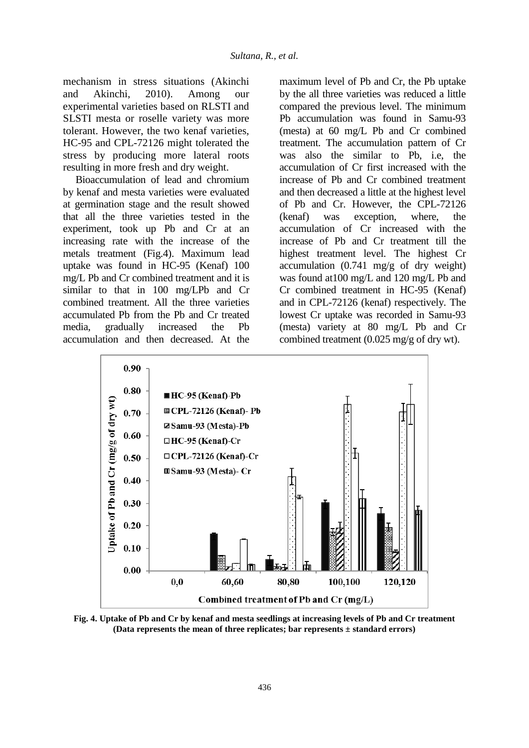mechanism in stress situations (Akinchi and Akinchi, 2010). Among our experimental varieties based on RLSTI and SLSTI mesta or roselle variety was more tolerant. However, the two kenaf varieties, HC-95 and CPL-72126 might tolerated the stress by producing more lateral roots resulting in more fresh and dry weight.

Bioaccumulation of lead and chromium by kenaf and mesta varieties were evaluated at germination stage and the result showed that all the three varieties tested in the experiment, took up Pb and Cr at an increasing rate with the increase of the metals treatment (Fig.4). Maximum lead uptake was found in HC-95 (Kenaf) 100 mg/L Pb and Cr combined treatment and it is similar to that in 100 mg/LPb and Cr combined treatment. All the three varieties accumulated Pb from the Pb and Cr treated media, gradually increased the Pb accumulation and then decreased. At the maximum level of Pb and Cr, the Pb uptake by the all three varieties was reduced a little compared the previous level. The minimum Pb accumulation was found in Samu-93 (mesta) at 60 mg/L Pb and Cr combined treatment. The accumulation pattern of Cr was also the similar to Pb, i.e, the accumulation of Cr first increased with the increase of Pb and Cr combined treatment and then decreased a little at the highest level of Pb and Cr. However, the CPL-72126 (kenaf) was exception, where, the accumulation of Cr increased with the increase of Pb and Cr treatment till the highest treatment level. The highest Cr accumulation (0.741 mg/g of dry weight) was found at100 mg/L and 120 mg/L Pb and Cr combined treatment in HC-95 (Kenaf) and in CPL-72126 (kenaf) respectively. The lowest Cr uptake was recorded in Samu-93 (mesta) variety at 80 mg/L Pb and Cr combined treatment (0.025 mg/g of dry wt).

**Fig. 4. Uptake of Pb and Cr by kenaf and mesta seedlings at increasing levels of Pb and Cr treatment (Data represents the mean of three replicates; bar represents ± standard errors)**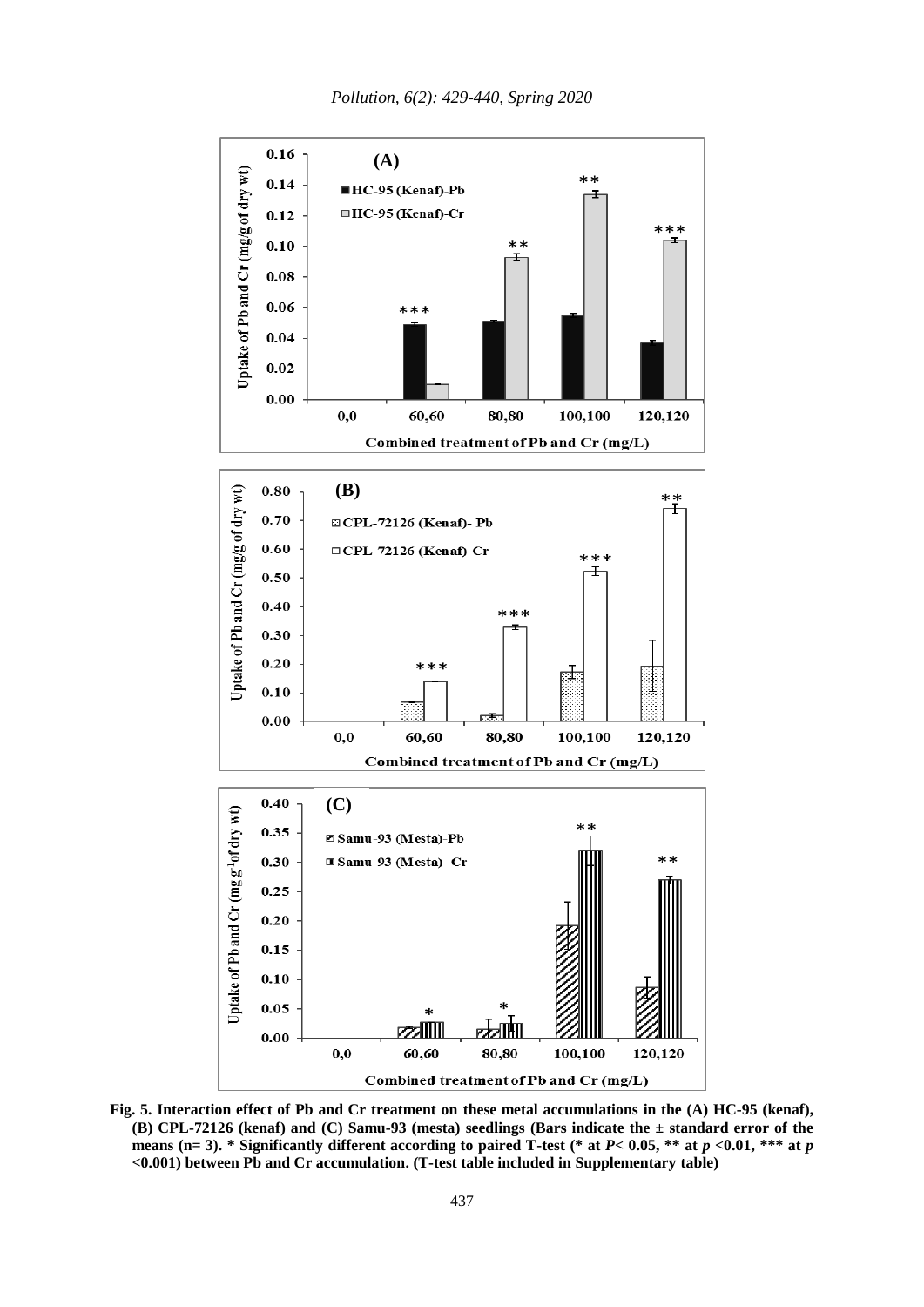**Fig. 5. Interaction effect of Pb and Cr treatment on these metal accumulations in the (A) HC-95 (kenaf), (B) CPL-72126 (kenaf) and (C) Samu-93 (mesta) seedlings (Bars indicate the ± standard error of the means (n= 3). * Significantly different according to paired T-test (* at *P*< 0.05, ** at *p* <0.01, *** at *p* <0.001) between Pb and Cr accumulation. (T-test table included in Supplementary table)**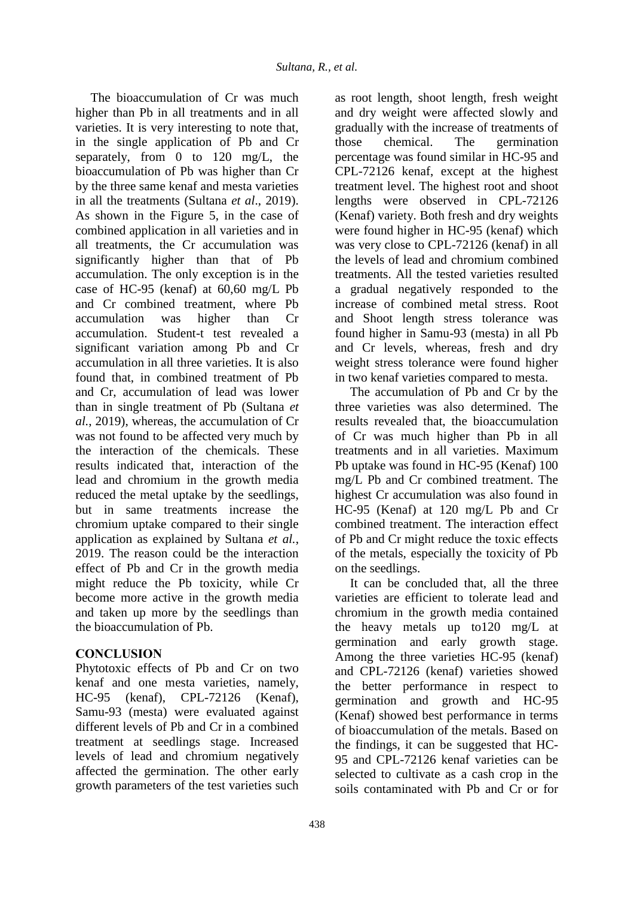The bioaccumulation of Cr was much higher than Pb in all treatments and in all varieties. It is very interesting to note that, in the single application of Pb and Cr separately, from 0 to 120 mg/L, the bioaccumulation of Pb was higher than Cr by the three same kenaf and mesta varieties in all the treatments (Sultana *et al*., 2019). As shown in the Figure 5, in the case of combined application in all varieties and in all treatments, the Cr accumulation was significantly higher than that of Pb accumulation. The only exception is in the case of HC-95 (kenaf) at 60,60 mg/L Pb and Cr combined treatment, where Pb accumulation was higher than Cr accumulation. Student-t test revealed a significant variation among Pb and Cr accumulation in all three varieties. It is also found that, in combined treatment of Pb and Cr, accumulation of lead was lower than in single treatment of Pb (Sultana *et al.*, 2019), whereas, the accumulation of Cr was not found to be affected very much by the interaction of the chemicals. These results indicated that, interaction of the lead and chromium in the growth media reduced the metal uptake by the seedlings, but in same treatments increase the chromium uptake compared to their single application as explained by Sultana *et al.*, 2019. The reason could be the interaction effect of Pb and Cr in the growth media might reduce the Pb toxicity, while Cr become more active in the growth media and taken up more by the seedlings than the bioaccumulation of Pb.

## CONCLUSION

Phytotoxic effects of Pb and Cr on two kenaf and one mesta varieties, namely, HC-95 (kenaf), CPL-72126 (Kenaf), Samu-93 (mesta) were evaluated against different levels of Pb and Cr in a combined treatment at seedlings stage. Increased levels of lead and chromium negatively affected the germination. The other early growth parameters of the test varieties such as root length, shoot length, fresh weight and dry weight were affected slowly and gradually with the increase of treatments of those chemical. The germination percentage was found similar in HC-95 and CPL-72126 kenaf, except at the highest treatment level. The highest root and shoot lengths were observed in CPL-72126 (Kenaf) variety. Both fresh and dry weights were found higher in HC-95 (kenaf) which was very close to CPL-72126 (kenaf) in all the levels of lead and chromium combined treatments. All the tested varieties resulted a gradual negatively responded to the increase of combined metal stress. Root and Shoot length stress tolerance was found higher in Samu-93 (mesta) in all Pb and Cr levels, whereas, fresh and dry weight stress tolerance were found higher in two kenaf varieties compared to mesta.

The accumulation of Pb and Cr by the three varieties was also determined. The results revealed that, the bioaccumulation of Cr was much higher than Pb in all treatments and in all varieties. Maximum Pb uptake was found in HC-95 (Kenaf) 100 mg/L Pb and Cr combined treatment. The highest Cr accumulation was also found in HC-95 (Kenaf) at 120 mg/L Pb and Cr combined treatment. The interaction effect of Pb and Cr might reduce the toxic effects of the metals, especially the toxicity of Pb on the seedlings.

It can be concluded that, all the three varieties are efficient to tolerate lead and chromium in the growth media contained the heavy metals up to120 mg/L at germination and early growth stage. Among the three varieties HC-95 (kenaf) and CPL-72126 (kenaf) varieties showed the better performance in respect to germination and growth and HC-95 (Kenaf) showed best performance in terms of bioaccumulation of the metals. Based on the findings, it can be suggested that HC-95 and CPL-72126 kenaf varieties can be selected to cultivate as a cash crop in the soils contaminated with Pb and Cr or for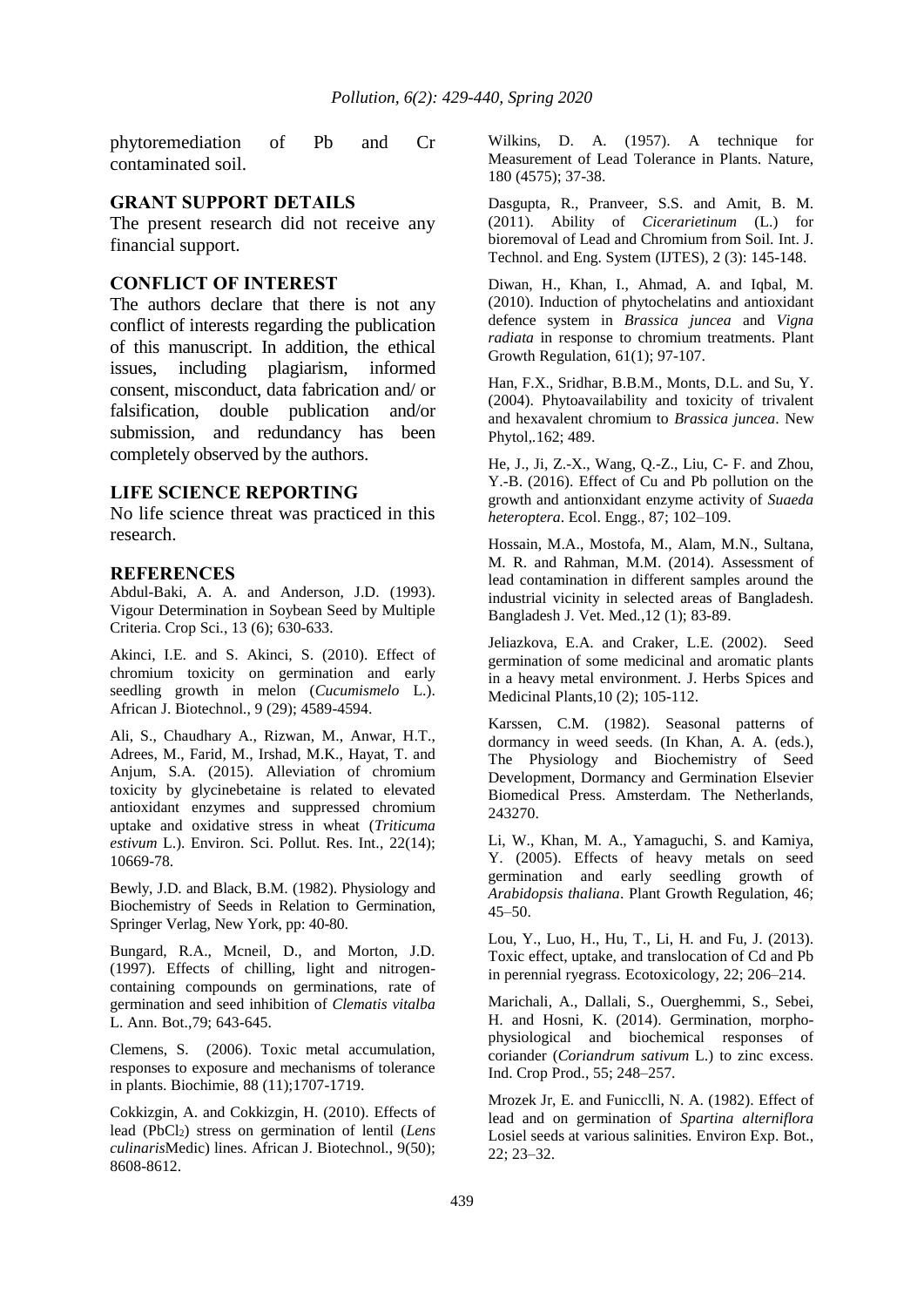phytoremediation of Pb and Cr contaminated soil.

## GRANT SUPPORT DETAILS

The present research did not receive any financial support.

## CONFLICT OF INTEREST

The authors declare that there is not any conflict of interests regarding the publication of this manuscript. In addition, the ethical issues, including plagiarism, informed consent, misconduct, data fabrication and/ or falsification, double publication and/or submission, and redundancy has been completely observed by the authors.

## LIFE SCIENCE REPORTING

No life science threat was practiced in this research.

## REFERENCES

Abdul-Baki, A. A. and Anderson, J.D. (1993). Vigour Determination in Soybean Seed by Multiple Criteria. Crop Sci., 13 (6); 630-633.

Akinci, I.E. and S. Akinci, S. (2010). Effect of chromium toxicity on germination and early seedling growth in melon (*Cucumismelo* L.). African J. Biotechnol., 9 (29); 4589-4594.

Ali, S., Chaudhary A., Rizwan, M., Anwar, H.T., Adrees, M., Farid, M., Irshad, M.K., Hayat, T. and Anjum, S.A. (2015). Alleviation of chromium toxicity by glycinebetaine is related to elevated antioxidant enzymes and suppressed chromium uptake and oxidative stress in wheat (*Triticuma estivum* L.). Environ. Sci. Pollut. Res. Int., 22(14); 10669-78.

Bewly, J.D. and Black, B.M. (1982). Physiology and Biochemistry of Seeds in Relation to Germination, Springer Verlag, New York, pp: 40-80.

Bungard, R.A., Mcneil, D., and Morton, J.D. (1997). Effects of chilling, light and nitrogen-containing compounds on germinations, rate of germination and seed inhibition of *Clematis vitalba* L. Ann. Bot.,79; 643-645.

Clemens, S. (2006). Toxic metal accumulation, responses to exposure and mechanisms of tolerance in plants. Biochimie, 88 (11);1707-1719.

Cokkizgin, A. and Cokkizgin, H. (2010). Effects of lead ($PbCl_2$) stress on germination of lentil (*Lens culinaris*Medic) lines. African J. Biotechnol., 9(50); 8608-8612.

Wilkins, D. A. (1957). A technique for Measurement of Lead Tolerance in Plants. Nature, 180 (4575); 37-38.

Dasgupta, R., Pranveer, S.S. and Amit, B. M. (2011). Ability of *Cicerarietinum* (L.) for bioremoval of Lead and Chromium from Soil. Int. J. Technol. and Eng. System (IJTES), 2 (3): 145-148.

Diwan, H., Khan, I., Ahmad, A. and Iqbal, M. (2010). Induction of phytochelatins and antioxidant defence system in *Brassica juncea* and *Vigna radiata* in response to chromium treatments. Plant Growth Regulation, 61(1); 97-107.

Han, F.X., Sridhar, B.B.M., Monts, D.L. and Su, Y. (2004). Phytoavailability and toxicity of trivalent and hexavalent chromium to *Brassica juncea*. New Phytol,.162; 489.

He, J., Ji, Z.-X., Wang, Q.-Z., Liu, C- F. and Zhou, Y.-B. (2016). Effect of Cu and Pb pollution on the growth and antionxidant enzyme activity of *Suaeda heteroptera*. Ecol. Engg., 87; 102–109.

Hossain, M.A., Mostofa, M., Alam, M.N., Sultana, M. R. and Rahman, M.M. (2014). Assessment of lead contamination in different samples around the industrial vicinity in selected areas of Bangladesh. Bangladesh J. Vet. Med.,12 (1); 83-89.

Jeliazkova, E.A. and Craker, L.E. (2002). Seed germination of some medicinal and aromatic plants in a heavy metal environment. J. Herbs Spices and Medicinal Plants,10 (2); 105-112.

Karssen, C.M. (1982). Seasonal patterns of dormancy in weed seeds. (In Khan, A. A. (eds.), The Physiology and Biochemistry of Seed Development, Dormancy and Germination Elsevier Biomedical Press. Amsterdam. The Netherlands, 243270.

Li, W., Khan, M. A., Yamaguchi, S. and Kamiya, Y. (2005). Effects of heavy metals on seed germination and early seedling growth of *Arabidopsis thaliana*. Plant Growth Regulation, 46; 45–50.

Lou, Y., Luo, H., Hu, T., Li, H. and Fu, J. (2013). Toxic effect, uptake, and translocation of Cd and Pb in perennial ryegrass. Ecotoxicology, 22; 206–214.

Marichali, A., Dallali, S., Ouerghemmi, S., Sebei, H. and Hosni, K. (2014). Germination, morpho-physiological and biochemical responses of coriander (*Coriandrum sativum* L.) to zinc excess. Ind. Crop Prod., 55; 248–257.

Mrozek Jr, E. and Funicclli, N. A. (1982). Effect of lead and on germination of *Spartina alterniflora* Losiel seeds at various salinities. Environ Exp. Bot., 22; 23–32.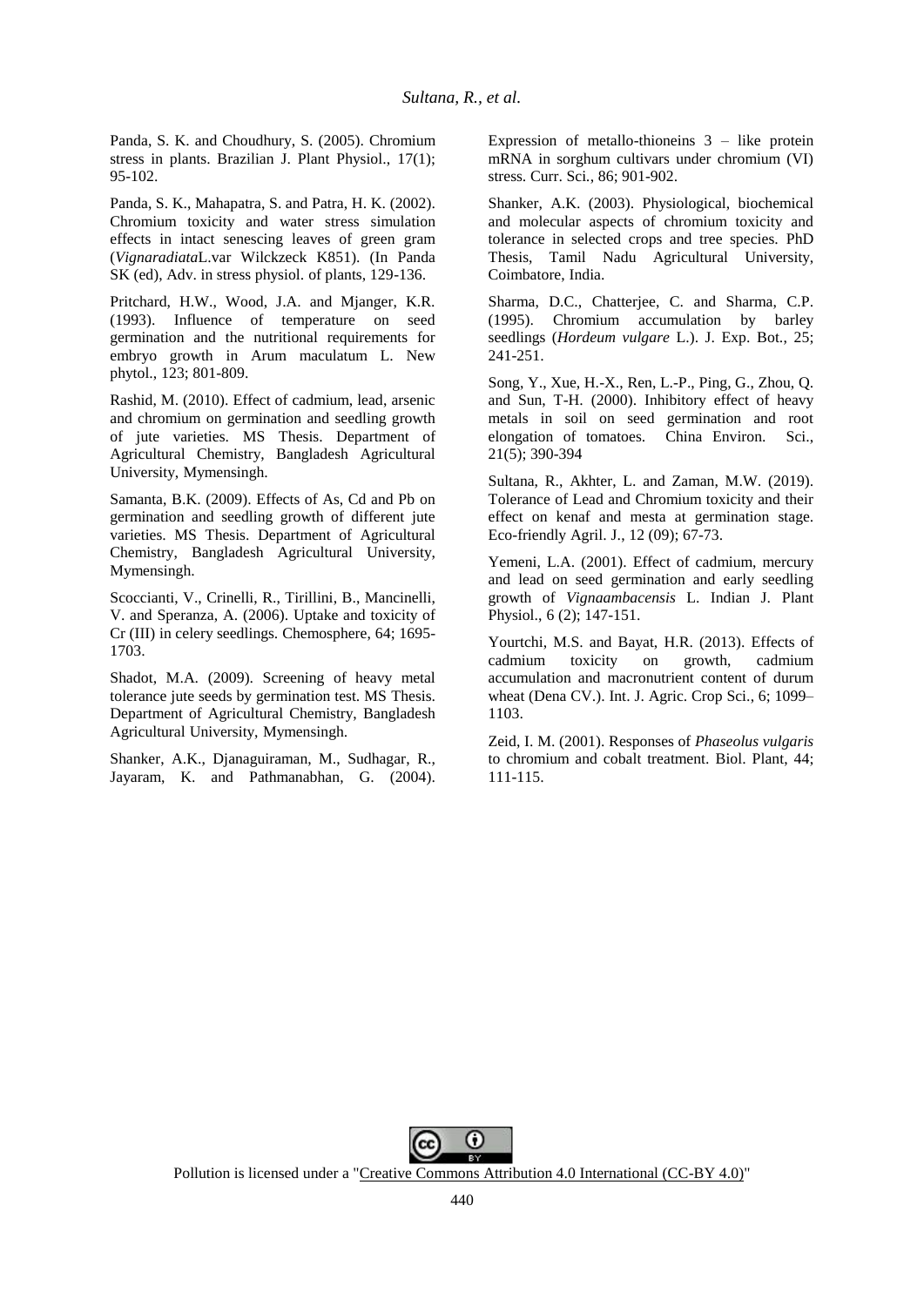Panda, S. K. and Choudhury, S. (2005). Chromium stress in plants. Brazilian J. Plant Physiol., 17(1); 95-102.

Panda, S. K., Mahapatra, S. and Patra, H. K. (2002). Chromium toxicity and water stress simulation effects in intact senescing leaves of green gram (*Vignaradiata*L.var Wilckzeck K851). (In Panda SK (ed), Adv. in stress physiol. of plants, 129-136.

Pritchard, H.W., Wood, J.A. and Mjanger, K.R. (1993). Influence of temperature on seed germination and the nutritional requirements for embryo growth in Arum maculatum L. New phytol., 123; 801-809.

Rashid, M. (2010). Effect of cadmium, lead, arsenic and chromium on germination and seedling growth of jute varieties. MS Thesis. Department of Agricultural Chemistry, Bangladesh Agricultural University, Mymensingh.

Samanta, B.K. (2009). Effects of As, Cd and Pb on germination and seedling growth of different jute varieties. MS Thesis. Department of Agricultural Chemistry, Bangladesh Agricultural University, Mymensingh.

Scoccianti, V., Crinelli, R., Tirillini, B., Mancinelli, V. and Speranza, A. (2006). Uptake and toxicity of Cr (III) in celery seedlings. Chemosphere, 64; 1695-1703.

Shadot, M.A. (2009). Screening of heavy metal tolerance jute seeds by germination test. MS Thesis. Department of Agricultural Chemistry, Bangladesh Agricultural University, Mymensingh.

Shanker, A.K., Djanaguiraman, M., Sudhagar, R., Jayaram, K. and Pathmanabhan, G. (2004). Expression of metallo-thioneins 3 – like protein mRNA in sorghum cultivars under chromium (VI) stress. Curr. Sci., 86; 901-902.

Shanker, A.K. (2003). Physiological, biochemical and molecular aspects of chromium toxicity and tolerance in selected crops and tree species. PhD Thesis, Tamil Nadu Agricultural University, Coimbatore, India.

Sharma, D.C., Chatterjee, C. and Sharma, C.P. (1995). Chromium accumulation by barley seedlings (*Hordeum vulgare* L.). J. Exp. Bot., 25; 241-251.

Song, Y., Xue, H.-X., Ren, L.-P., Ping, G., Zhou, Q. and Sun, T-H. (2000). Inhibitory effect of heavy metals in soil on seed germination and root elongation of tomatoes. China Environ. Sci., 21(5); 390-394

Sultana, R., Akhter, L. and Zaman, M.W. (2019). Tolerance of Lead and Chromium toxicity and their effect on kenaf and mesta at germination stage. Eco-friendly Agril. J., 12 (09); 67-73.

Yemeni, L.A. (2001). Effect of cadmium, mercury and lead on seed germination and early seedling growth of *Vignaambacensis* L. Indian J. Plant Physiol., 6 (2); 147-151.

Yourtchi, M.S. and Bayat, H.R. (2013). Effects of cadmium toxicity on growth, cadmium accumulation and macronutrient content of durum wheat (Dena CV.). Int. J. Agric. Crop Sci., 6; 1099–1103.

Zeid, I. M. (2001). Responses of *Phaseolus vulgaris* to chromium and cobalt treatment. Biol. Plant, 44; 111-115.

Pollution is licensed under a "Creative Commons Attribution 4.0 International (CC-BY 4.0)"